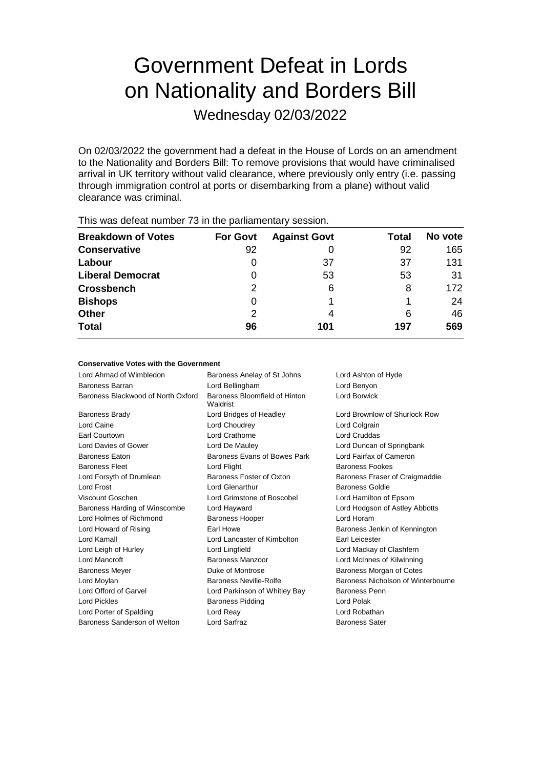# Government Defeat in Lords on Nationality and Borders Bill

## Wednesday 02/03/2022

On 02/03/2022 the government had a defeat in the House of Lords on an amendment to the Nationality and Borders Bill: To remove provisions that would have criminalised arrival in UK territory without valid clearance, where previously only entry (i.e. passing through immigration control at ports or disembarking from a plane) without valid clearance was criminal.

This was defeat number 73 in the parliamentary session.

| Breakdown of Votes | For Govt | Against Govt | Total | No vote |
|---|---|---|---|---|
| **Conservative** | 92 | 0 | 92 | 165 |
| **Labour** | 0 | 37 | 37 | 131 |
| **Liberal Democrat** | 0 | 53 | 53 | 31 |
| **Crossbench** | 2 | 6 | 8 | 172 |
| **Bishops** | 0 | 1 | 1 | 24 |
| **Other** | 2 | 4 | 6 | 46 |
| **Total** | 96 | 101 | 197 | 569 |

#### Conservative Votes with the Government

| | | |
|---|---|---|
| Lord Ahmad of Wimbledon | Baroness Anelay of St Johns | Lord Ashton of Hyde |
| Baroness Barran | Lord Bellingham | Lord Benyon |
| Baroness Blackwood of North Oxford | Baroness Bloomfield of Hinton Waldrist | Lord Borwick |
| Baroness Brady | Lord Bridges of Headley | Lord Brownlow of Shurlock Row |
| Lord Caine | Lord Choudrey | Lord Colgrain |
| Earl Courtown | Lord Crathorne | Lord Cruddas |
| Lord Davies of Gower | Lord De Mauley | Lord Duncan of Springbank |
| Baroness Eaton | Baroness Evans of Bowes Park | Lord Fairfax of Cameron |
| Baroness Fleet | Lord Flight | Baroness Fookes |
| Lord Forsyth of Drumlean | Baroness Foster of Oxton | Baroness Fraser of Craigmaddie |
| Lord Frost | Lord Glenarthur | Baroness Goldie |
| Viscount Goschen | Lord Grimstone of Boscobel | Lord Hamilton of Epsom |
| Baroness Harding of Winscombe | Lord Hayward | Lord Hodgson of Astley Abbotts |
| Lord Holmes of Richmond | Baroness Hooper | Lord Horam |
| Lord Howard of Rising | Earl Howe | Baroness Jenkin of Kennington |
| Lord Kamall | Lord Lancaster of Kimbolton | Earl Leicester |
| Lord Leigh of Hurley | Lord Lingfield | Lord Mackay of Clashfern |
| Lord Mancroft | Baroness Manzoor | Lord McInnes of Kilwinning |
| Baroness Meyer | Duke of Montrose | Baroness Morgan of Cotes |
| Lord Moylan | Baroness Neville-Rolfe | Baroness Nicholson of Winterbourne |
| Lord Offord of Garvel | Lord Parkinson of Whitley Bay | Baroness Penn |
| Lord Pickles | Baroness Pidding | Lord Polak |
| Lord Porter of Spalding | Lord Reay | Lord Robathan |
| Baroness Sanderson of Welton | Lord Sarfraz | Baroness Sater |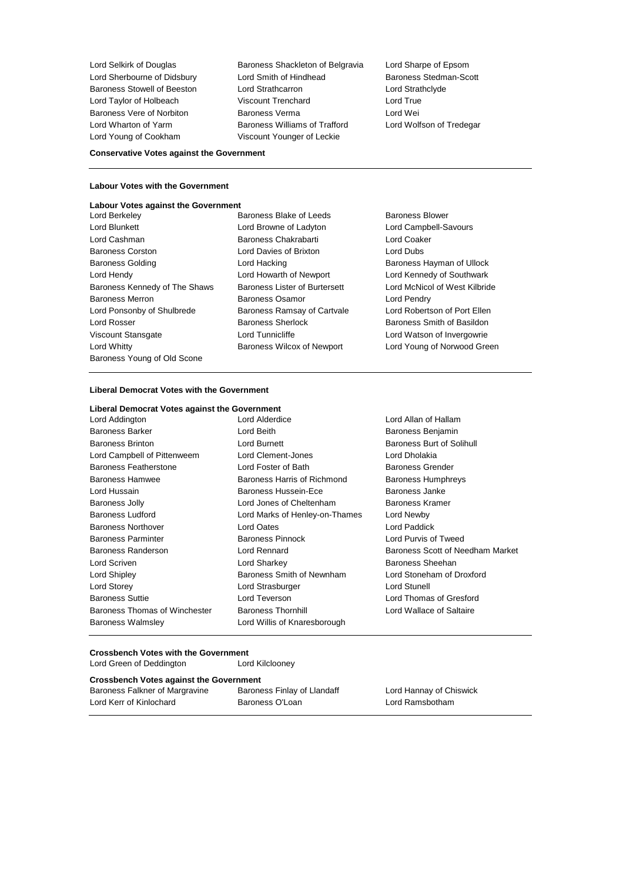Lord Selkirk of Douglas, Baroness Shackleton of Belgravia, Lord Sharpe of Epsom, Lord Sherbourne of Didsbury, Lord Smith of Hindhead, Baroness Stedman-Scott, Baroness Stowell of Beeston, Lord Strathcarron, Lord Strathclyde, Lord Taylor of Holbeach, Viscount Trenchard, Lord True, Baroness Vere of Norbiton, Baroness Verma, Lord Wei, Lord Wharton of Yarm, Baroness Williams of Trafford, Lord Wolfson of Tredegar, Lord Young of Cookham, Viscount Younger of Leckie

**Conservative Votes against the Government**

---

**Labour Votes with the Government**

**Labour Votes against the Government**

Lord Berkeley, Baroness Blake of Leeds, Baroness Blower, Lord Blunkett, Lord Browne of Ladyton, Lord Campbell-Savours, Lord Cashman, Baroness Chakrabarti, Lord Coaker, Baroness Corston, Lord Davies of Brixton, Lord Dubs, Baroness Golding, Lord Hacking, Baroness Hayman of Ullock, Lord Hendy, Lord Howarth of Newport, Lord Kennedy of Southwark, Baroness Kennedy of The Shaws, Baroness Lister of Burtersett, Lord McNicol of West Kilbride, Baroness Merron, Baroness Osamor, Lord Pendry, Lord Ponsonby of Shulbrede, Baroness Ramsay of Cartvale, Lord Robertson of Port Ellen, Lord Rosser, Baroness Sherlock, Baroness Smith of Basildon, Viscount Stansgate, Lord Tunnicliffe, Lord Watson of Invergowrie, Lord Whitty, Baroness Wilcox of Newport, Lord Young of Norwood Green, Baroness Young of Old Scone

---

**Liberal Democrat Votes with the Government**

**Liberal Democrat Votes against the Government**

Lord Addington, Lord Alderdice, Lord Allan of Hallam, Baroness Barker, Lord Beith, Baroness Benjamin, Baroness Brinton, Lord Burnett, Baroness Burt of Solihull, Lord Campbell of Pittenweem, Lord Clement-Jones, Lord Dholakia, Baroness Featherstone, Lord Foster of Bath, Baroness Grender, Baroness Hamwee, Baroness Harris of Richmond, Baroness Humphreys, Lord Hussain, Baroness Hussein-Ece, Baroness Janke, Baroness Jolly, Lord Jones of Cheltenham, Baroness Kramer, Baroness Ludford, Lord Marks of Henley-on-Thames, Lord Newby, Baroness Northover, Lord Oates, Lord Paddick, Baroness Parminter, Baroness Pinnock, Lord Purvis of Tweed, Baroness Randerson, Lord Rennard, Baroness Scott of Needham Market, Lord Scriven, Lord Sharkey, Baroness Sheehan, Lord Shipley, Baroness Smith of Newnham, Lord Stoneham of Droxford, Lord Storey, Lord Strasburger, Lord Stunell, Baroness Suttie, Lord Teverson, Lord Thomas of Gresford, Baroness Thomas of Winchester, Baroness Thornhill, Lord Wallace of Saltaire, Baroness Walmsley, Lord Willis of Knaresborough

---

**Crossbench Votes with the Government**

Lord Green of Deddington, Lord Kilclooney

**Crossbench Votes against the Government**

Baroness Falkner of Margravine, Baroness Finlay of Llandaff, Lord Hannay of Chiswick, Lord Kerr of Kinlochard, Baroness O'Loan, Lord Ramsbotham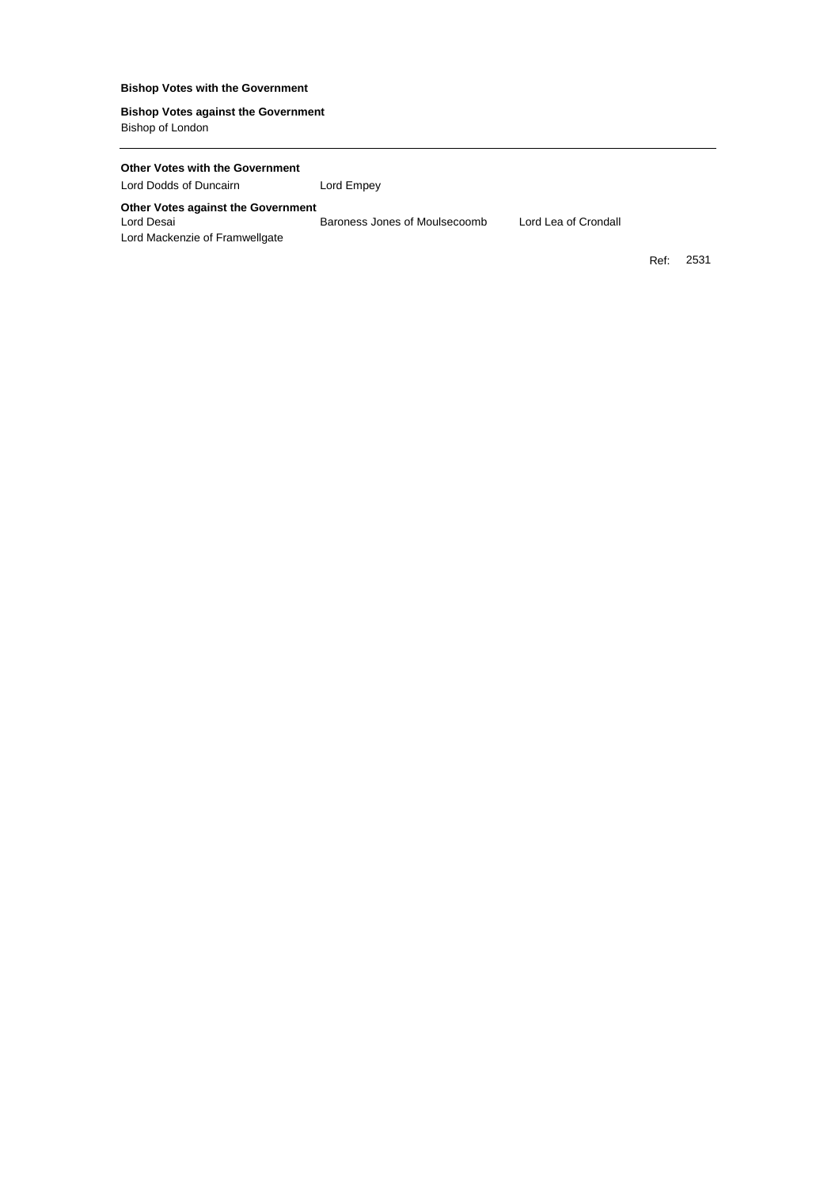**Bishop Votes with the Government**

**Bishop Votes against the Government**

Bishop of London

---

**Other Votes with the Government**

Lord Dodds of Duncairn Lord Empey

**Other Votes against the Government**

Lord Desai Baroness Jones of Moulsecoomb Lord Lea of Crondall

Lord Mackenzie of Framwellgate

Ref: 2531